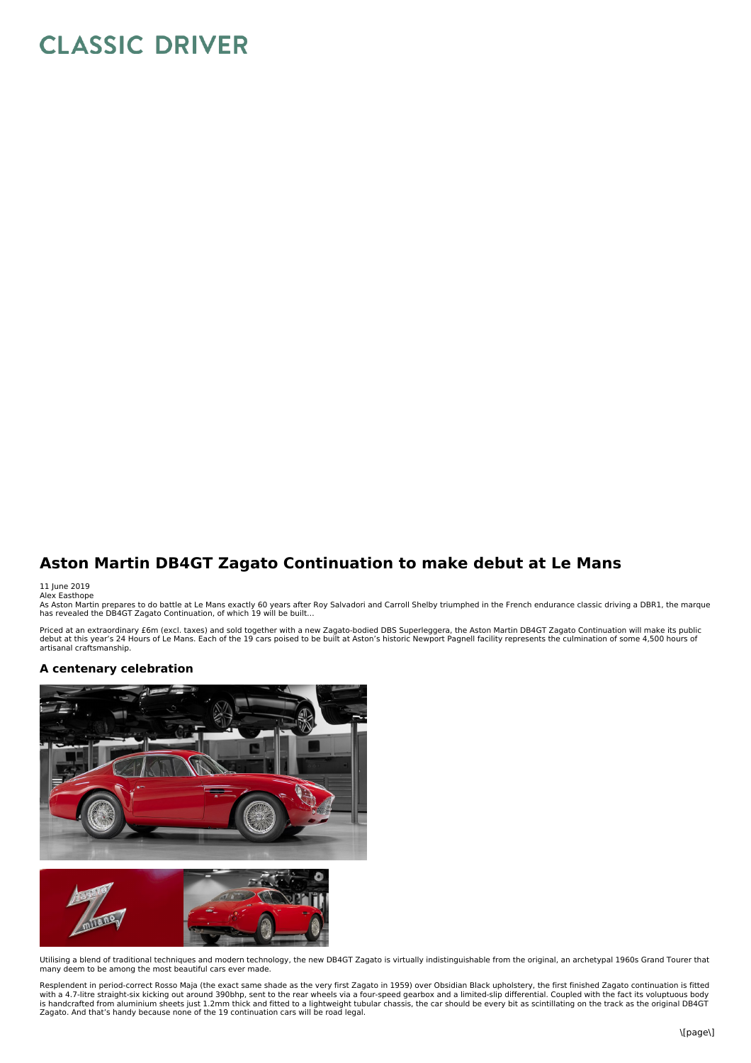# Aston Martin DB4GT Zagato Continuation to make debut at Le Mans

11 June 2019
Alex Easthope

As Aston Martin prepares to do battle at Le Mans exactly 60 years after Roy Salvadori and Carroll Shelby triumphed in the French endurance classic driving a DBR1, the marque has revealed the DB4GT Zagato Continuation, of which 19 will be built…

Priced at an extraordinary £6m (excl. taxes) and sold together with a new Zagato-bodied DBS Superleggera, the Aston Martin DB4GT Zagato Continuation will make its public debut at this year's 24 Hours of Le Mans. Each of the 19 cars poised to be built at Aston's historic Newport Pagnell facility represents the culmination of some 4,500 hours of artisanal craftsmanship.

## A centenary celebration

Utilising a blend of traditional techniques and modern technology, the new DB4GT Zagato is virtually indistinguishable from the original, an archetypal 1960s Grand Tourer that many deem to be among the most beautiful cars ever made.

Resplendent in period-correct Rosso Maja (the exact same shade as the very first Zagato in 1959) over Obsidian Black upholstery, the first finished Zagato continuation is fitted with a 4.7-litre straight-six kicking out around 390bhp, sent to the rear wheels via a four-speed gearbox and a limited-slip differential. Coupled with the fact its voluptuous body is handcrafted from aluminium sheets just 1.2mm thick and fitted to a lightweight tubular chassis, the car should be every bit as scintillating on the track as the original DB4GT Zagato. And that's handy because none of the 19 continuation cars will be road legal.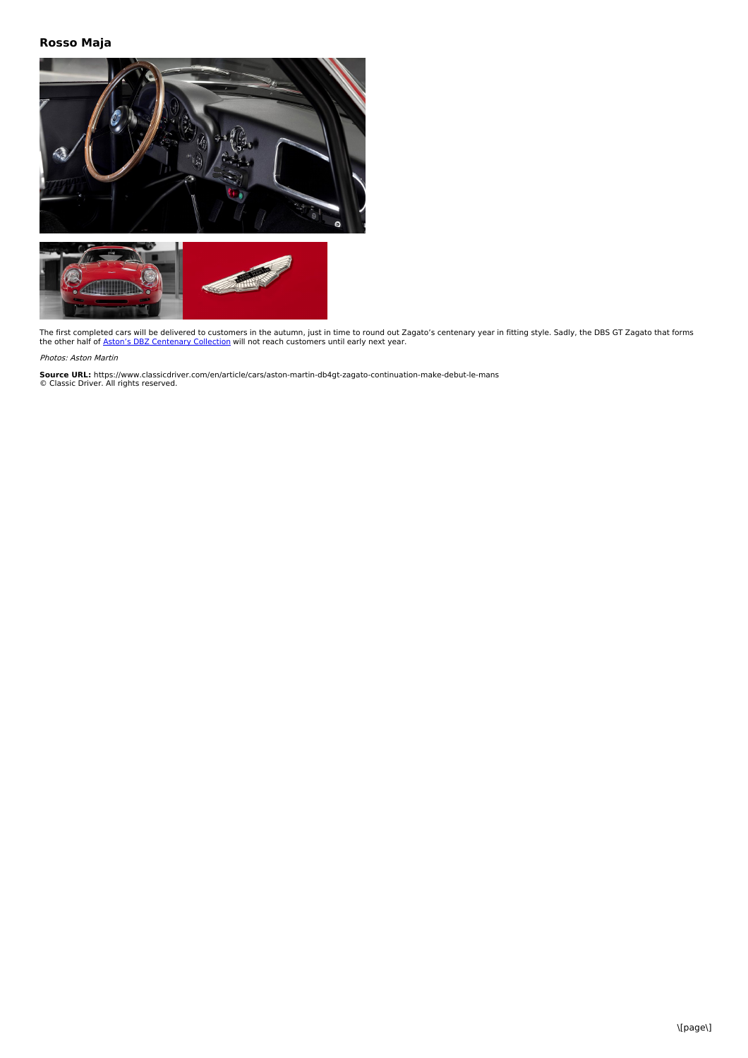## Rosso Maja

The first completed cars will be delivered to customers in the autumn, just in time to round out Zagato's centenary year in fitting style. Sadly, the DBS GT Zagato that forms the other half of [Aston's DBZ Centenary Collection] will not reach customers until early next year.

*Photos: Aston Martin*

**Source URL:** https://www.classicdriver.com/en/article/cars/aston-martin-db4gt-zagato-continuation-make-debut-le-mans
© Classic Driver. All rights reserved.